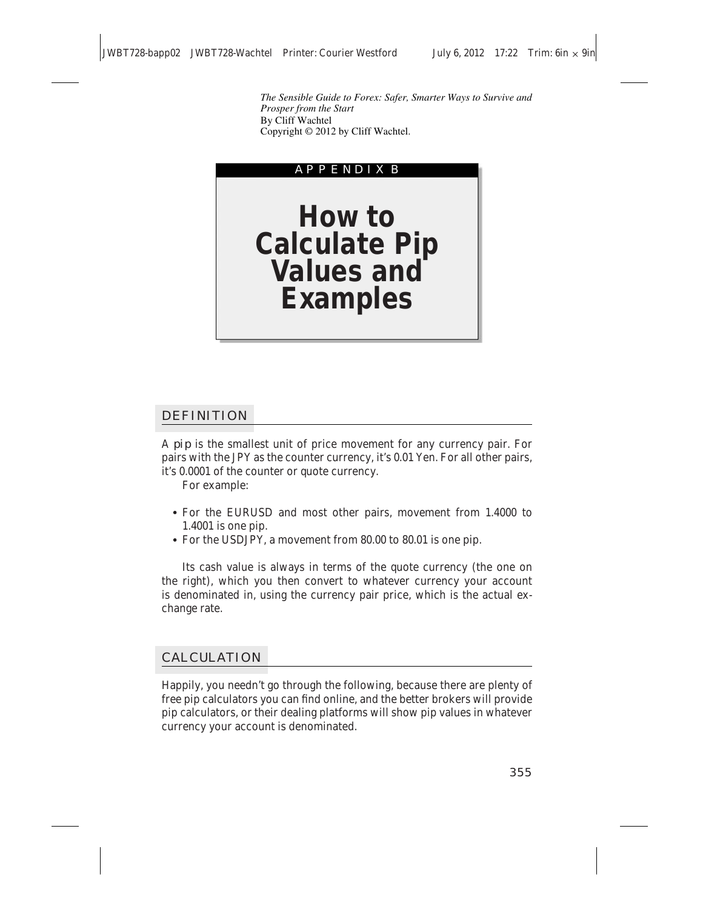*The Sensible Guide to Forex: Safer, Smarter Ways to Survive and Prosper from the Start*
By Cliff Wachtel
Copyright © 2012 by Cliff Wachtel.

APPENDIX B

# How to Calculate Pip Values and Examples

## DEFINITION

A **pip** is the smallest unit of price movement for any currency pair. For pairs with the JPY as the counter currency, it's 0.01 Yen. For all other pairs, it's 0.0001 of the counter or quote currency.

For example:

- For the EURUSD and most other pairs, movement from 1.4000 to 1.4001 is one pip.
- For the USDJPY, a movement from 80.00 to 80.01 is one pip.

Its cash value is always in terms of the quote currency (the one on the right), which you then convert to whatever currency your account is denominated in, using the currency pair price, which is the actual exchange rate.

## CALCULATION

Happily, you needn't go through the following, because there are plenty of free pip calculators you can find online, and the better brokers will provide pip calculators, or their dealing platforms will show pip values in whatever currency your account is denominated.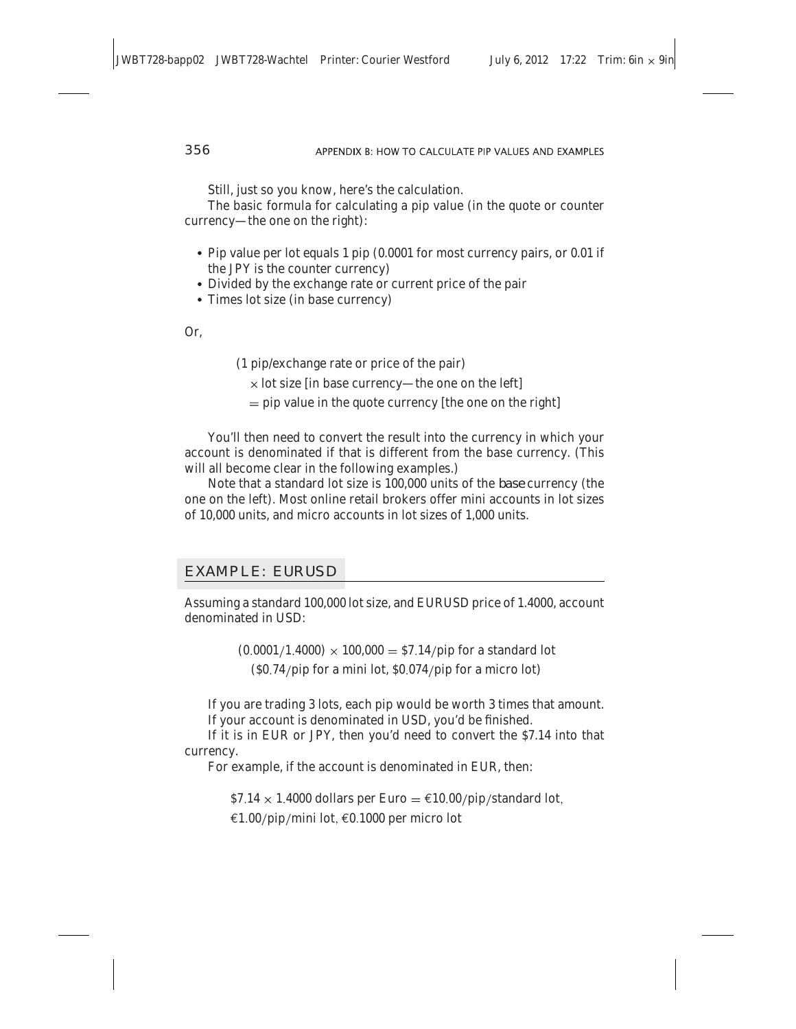Still, just so you know, here's the calculation.

The basic formula for calculating a pip value (in the quote or counter currency—the one on the right):

- Pip value per lot equals 1 pip (0.0001 for most currency pairs, or 0.01 if the JPY is the counter currency)
- Divided by the exchange rate or current price of the pair
- Times lot size (in base currency)

Or,

(1 pip/exchange rate or price of the pair)
× lot size [in base currency—the one on the left]
= pip value in the quote currency [the one on the right]

You'll then need to convert the result into the currency in which your account is denominated if that is different from the base currency. (This will all become clear in the following examples.)

Note that a standard lot size is 100,000 units of the *base* currency (the one on the left). Most online retail brokers offer mini accounts in lot sizes of 10,000 units, and micro accounts in lot sizes of 1,000 units.

## EXAMPLE: EURUSD

Assuming a standard 100,000 lot size, and EURUSD price of 1.4000, account denominated in USD:

$$(0.0001/1.4000) \times 100{,}000 = \$7.14/\text{pip for a standard lot}$$
$$(\$0.74/\text{pip for a mini lot, } \$0.074/\text{pip for a micro lot})$$

If you are trading 3 lots, each pip would be worth 3 times that amount.

If your account is denominated in USD, you'd be finished.

If it is in EUR or JPY, then you'd need to convert the \$7.14 into that currency.

For example, if the account is denominated in EUR, then:

$$\$7.14 \times 1.4000 \text{ dollars per Euro} = €10.00/\text{pip}/\text{standard lot},$$
$$€1.00/\text{pip}/\text{mini lot}, €0.1000 \text{ per micro lot}$$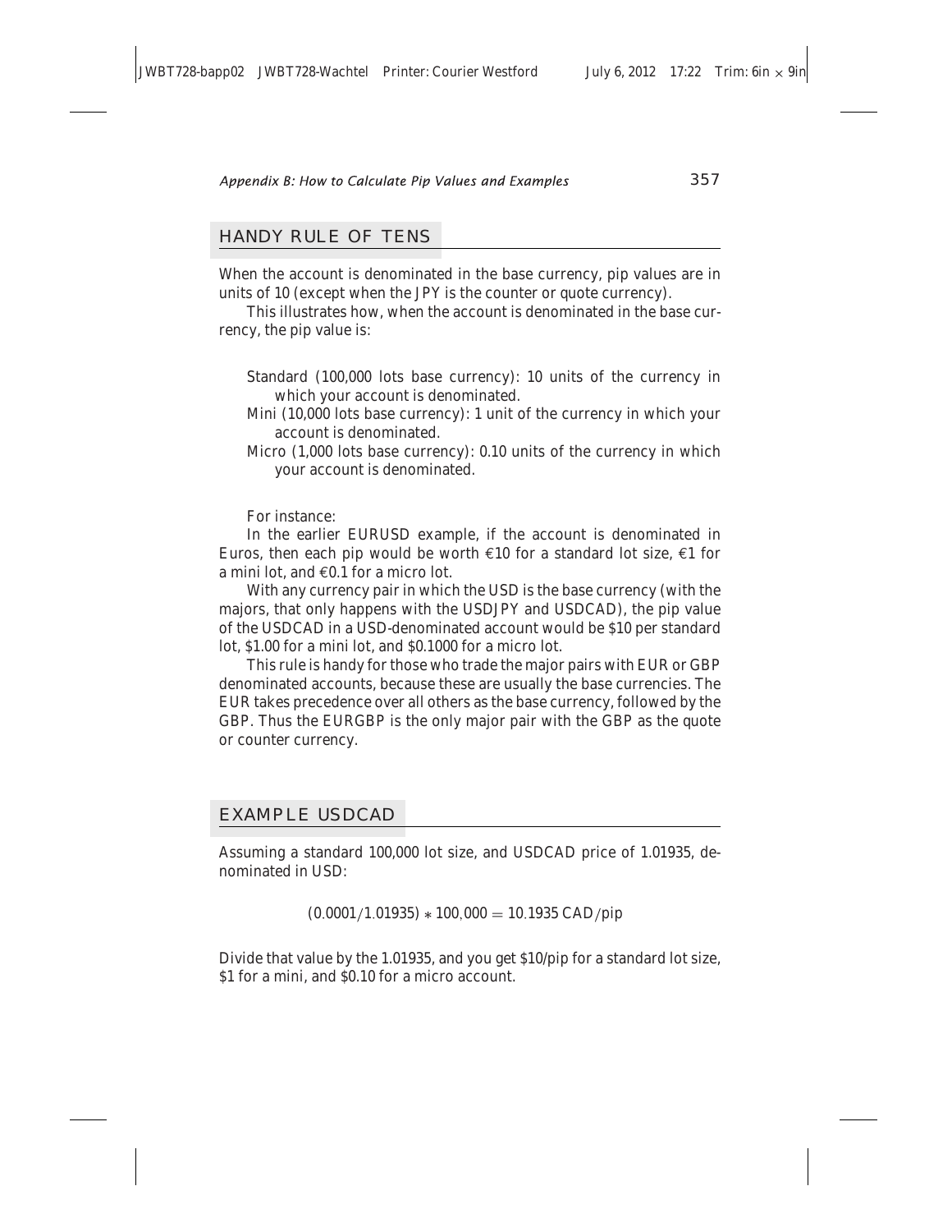## HANDY RULE OF TENS

When the account is denominated in the base currency, pip values are in units of 10 (except when the JPY is the counter or quote currency).

This illustrates how, when the account is denominated in the base currency, the pip value is:

- Standard (100,000 lots base currency): 10 units of the currency in which your account is denominated.
- Mini (10,000 lots base currency): 1 unit of the currency in which your account is denominated.
- Micro (1,000 lots base currency): 0.10 units of the currency in which your account is denominated.

For instance:

In the earlier EURUSD example, if the account is denominated in Euros, then each pip would be worth €10 for a standard lot size, €1 for a mini lot, and €0.1 for a micro lot.

With any currency pair in which the USD is the base currency (with the majors, that only happens with the USDJPY and USDCAD), the pip value of the USDCAD in a USD-denominated account would be $10 per standard lot, $1.00 for a mini lot, and $0.1000 for a micro lot.

This rule is handy for those who trade the major pairs with EUR or GBP denominated accounts, because these are usually the base currencies. The EUR takes precedence over all others as the base currency, followed by the GBP. Thus the EURGBP is the only major pair with the GBP as the quote or counter currency.

## EXAMPLE USDCAD

Assuming a standard 100,000 lot size, and USDCAD price of 1.01935, denominated in USD:

$$(0.0001/1.01935) * 100{,}000 = 10.1935 \text{ CAD/pip}$$

Divide that value by the 1.01935, and you get $10/pip for a standard lot size, $1 for a mini, and $0.10 for a micro account.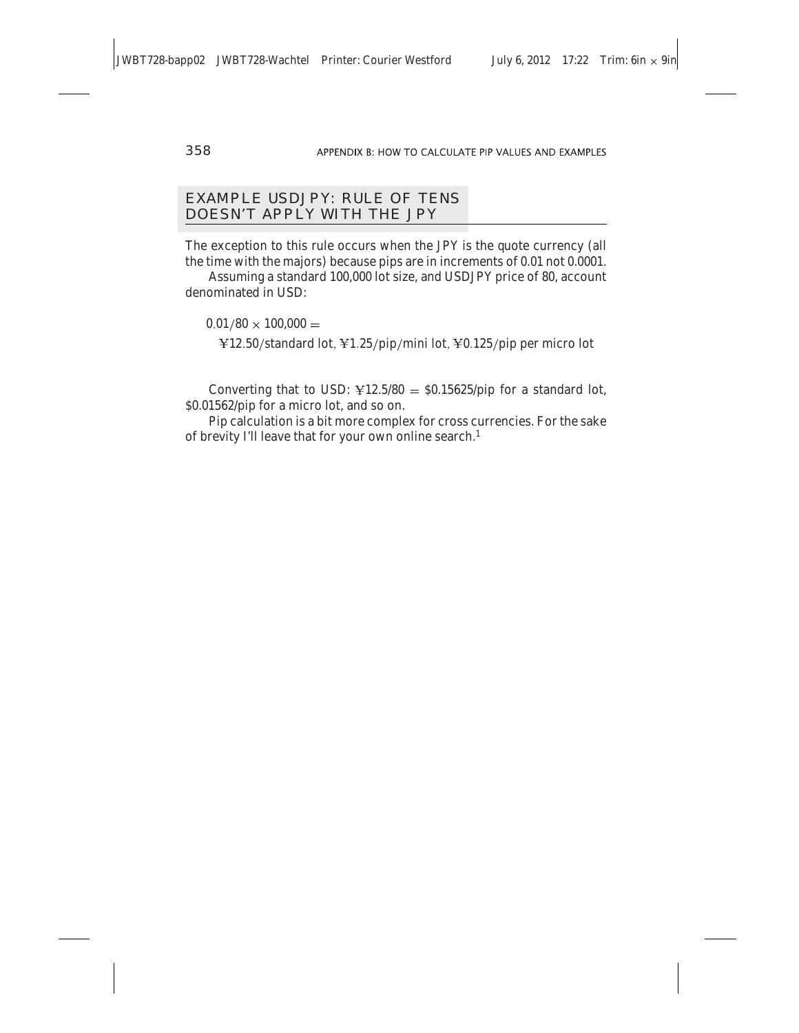## EXAMPLE USDJPY: RULE OF TENS DOESN'T APPLY WITH THE JPY

The exception to this rule occurs when the JPY is the quote currency (all the time with the majors) because pips are in increments of 0.01 not 0.0001.

Assuming a standard 100,000 lot size, and USDJPY price of 80, account denominated in USD:

$$0.01/80 \times 100{,}000 =$$

$$¥12.50/\text{standard lot}, ¥1.25/\text{pip}/\text{mini lot}, ¥0.125/\text{pip per micro lot}$$

Converting that to USD: ¥12.5/80 = \$0.15625/pip for a standard lot, \$0.01562/pip for a micro lot, and so on.

Pip calculation is a bit more complex for cross currencies. For the sake of brevity I'll leave that for your own online search.[1]